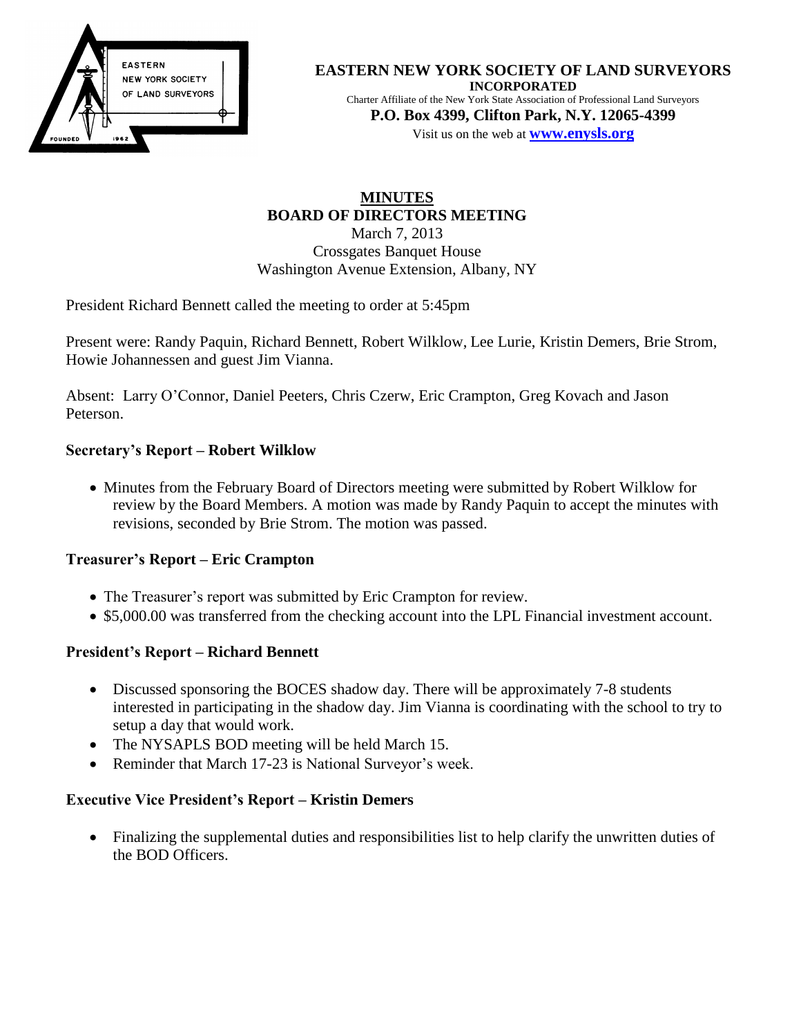**EASTERN NEW YORK SOCIETY OF LAND SURVEYORS**
**INCORPORATED**
Charter Affiliate of the New York State Association of Professional Land Surveyors
**P.O. Box 4399, Clifton Park, N.Y. 12065-4399**
Visit us on the web at **www.enysls.org**

# MINUTES
## BOARD OF DIRECTORS MEETING

March 7, 2013
Crossgates Banquet House
Washington Avenue Extension, Albany, NY

President Richard Bennett called the meeting to order at 5:45pm

Present were: Randy Paquin, Richard Bennett, Robert Wilklow, Lee Lurie, Kristin Demers, Brie Strom, Howie Johannessen and guest Jim Vianna.

Absent: Larry O'Connor, Daniel Peeters, Chris Czerw, Eric Crampton, Greg Kovach and Jason Peterson.

### Secretary's Report – Robert Wilklow

- Minutes from the February Board of Directors meeting were submitted by Robert Wilklow for review by the Board Members. A motion was made by Randy Paquin to accept the minutes with revisions, seconded by Brie Strom. The motion was passed.

### Treasurer's Report – Eric Crampton

- The Treasurer's report was submitted by Eric Crampton for review.
- $5,000.00 was transferred from the checking account into the LPL Financial investment account.

### President's Report – Richard Bennett

- Discussed sponsoring the BOCES shadow day. There will be approximately 7-8 students interested in participating in the shadow day. Jim Vianna is coordinating with the school to try to setup a day that would work.
- The NYSAPLS BOD meeting will be held March 15.
- Reminder that March 17-23 is National Surveyor's week.

### Executive Vice President's Report – Kristin Demers

- Finalizing the supplemental duties and responsibilities list to help clarify the unwritten duties of the BOD Officers.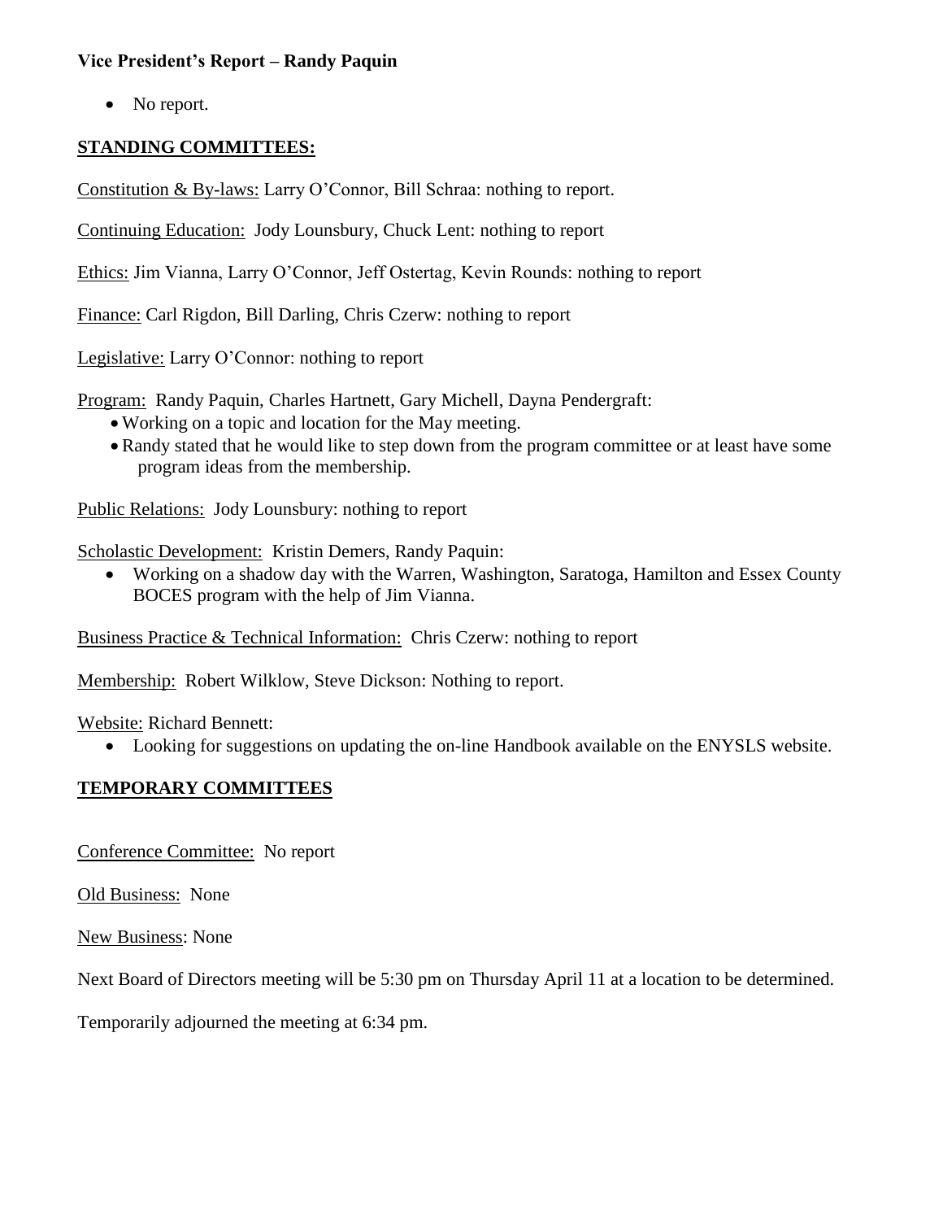**Vice President's Report – Randy Paquin**

- No report.

## STANDING COMMITTEES:

Constitution & By-laws: Larry O'Connor, Bill Schraa: nothing to report.

Continuing Education: Jody Lounsbury, Chuck Lent: nothing to report

Ethics: Jim Vianna, Larry O'Connor, Jeff Ostertag, Kevin Rounds: nothing to report

Finance: Carl Rigdon, Bill Darling, Chris Czerw: nothing to report

Legislative: Larry O'Connor: nothing to report

Program: Randy Paquin, Charles Hartnett, Gary Michell, Dayna Pendergraft:

- Working on a topic and location for the May meeting.
- Randy stated that he would like to step down from the program committee or at least have some program ideas from the membership.

Public Relations: Jody Lounsbury: nothing to report

Scholastic Development: Kristin Demers, Randy Paquin:

- Working on a shadow day with the Warren, Washington, Saratoga, Hamilton and Essex County BOCES program with the help of Jim Vianna.

Business Practice & Technical Information: Chris Czerw: nothing to report

Membership: Robert Wilklow, Steve Dickson: Nothing to report.

Website: Richard Bennett:

- Looking for suggestions on updating the on-line Handbook available on the ENYSLS website.

## TEMPORARY COMMITTEES

Conference Committee: No report

Old Business: None

New Business: None

Next Board of Directors meeting will be 5:30 pm on Thursday April 11 at a location to be determined.

Temporarily adjourned the meeting at 6:34 pm.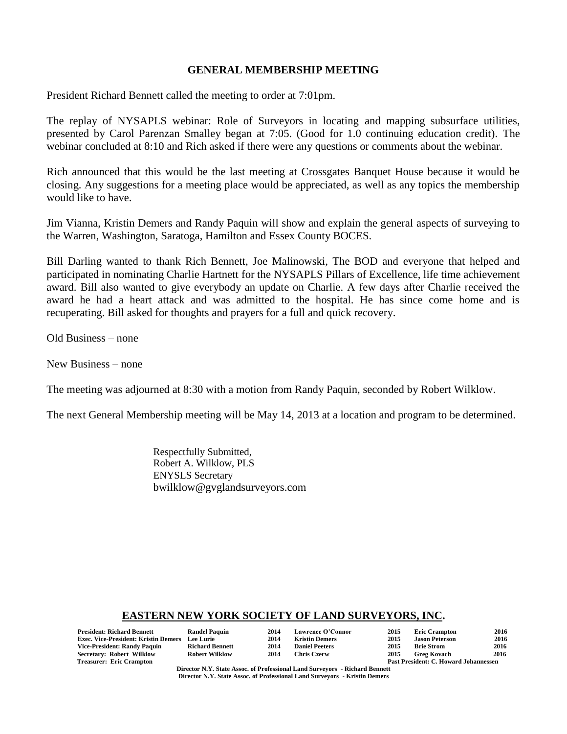## GENERAL MEMBERSHIP MEETING

President Richard Bennett called the meeting to order at 7:01pm.

The replay of NYSAPLS webinar: Role of Surveyors in locating and mapping subsurface utilities, presented by Carol Parenzan Smalley began at 7:05. (Good for 1.0 continuing education credit). The webinar concluded at 8:10 and Rich asked if there were any questions or comments about the webinar.

Rich announced that this would be the last meeting at Crossgates Banquet House because it would be closing. Any suggestions for a meeting place would be appreciated, as well as any topics the membership would like to have.

Jim Vianna, Kristin Demers and Randy Paquin will show and explain the general aspects of surveying to the Warren, Washington, Saratoga, Hamilton and Essex County BOCES.

Bill Darling wanted to thank Rich Bennett, Joe Malinowski, The BOD and everyone that helped and participated in nominating Charlie Hartnett for the NYSAPLS Pillars of Excellence, life time achievement award. Bill also wanted to give everybody an update on Charlie. A few days after Charlie received the award he had a heart attack and was admitted to the hospital. He has since come home and is recuperating. Bill asked for thoughts and prayers for a full and quick recovery.

Old Business – none

New Business – none

The meeting was adjourned at 8:30 with a motion from Randy Paquin, seconded by Robert Wilklow.

The next General Membership meeting will be May 14, 2013 at a location and program to be determined.

Respectfully Submitted,
Robert A. Wilklow, PLS
ENYSLS Secretary
bwilklow@gvglandsurveyors.com

**EASTERN NEW YORK SOCIETY OF LAND SURVEYORS, INC.**

| | | | | | | |
|---|---|---|---|---|---|---|
| **President: Richard Bennett** | **Randel Paquin** | **2014** | **Lawrence O'Connor** | **2015** | **Eric Crampton** | **2016** |
| **Exec. Vice-President: Kristin Demers** | **Lee Lurie** | **2014** | **Kristin Demers** | **2015** | **Jason Peterson** | **2016** |
| **Vice-President: Randy Paquin** | **Richard Bennett** | **2014** | **Daniel Peeters** | **2015** | **Brie Strom** | **2016** |
| **Secretary: Robert Wilklow** | **Robert Wilklow** | **2014** | **Chris Czerw** | **2015** | **Greg Kovach** | **2016** |
| **Treasurer: Eric Crampton** | | | | **Past President: C. Howard Johannessen** | | |

**Director N.Y. State Assoc. of Professional Land Surveyors - Richard Bennett**
**Director N.Y. State Assoc. of Professional Land Surveyors - Kristin Demers**